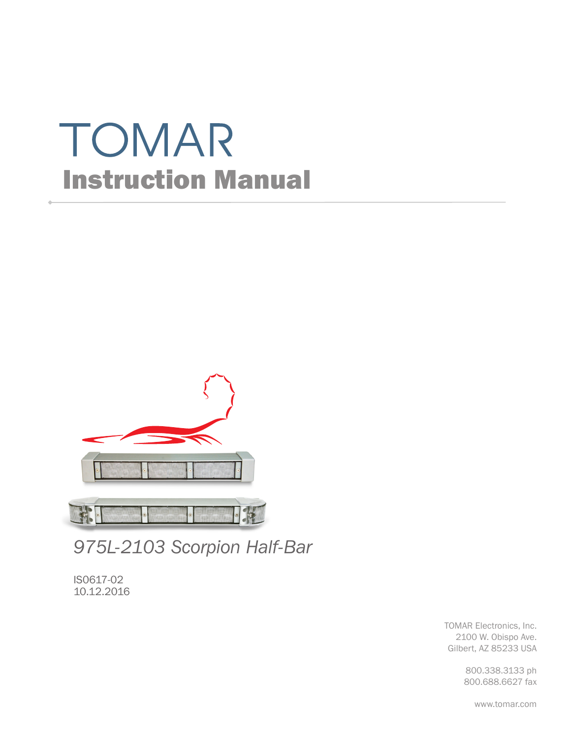# TOMAR

## Instruction Manual

*975L-2103 Scorpion Half-Bar*

IS0617-02
10.12.2016

TOMAR Electronics, Inc.
2100 W. Obispo Ave.
Gilbert, AZ 85233 USA

800.338.3133 ph
800.688.6627 fax

www.tomar.com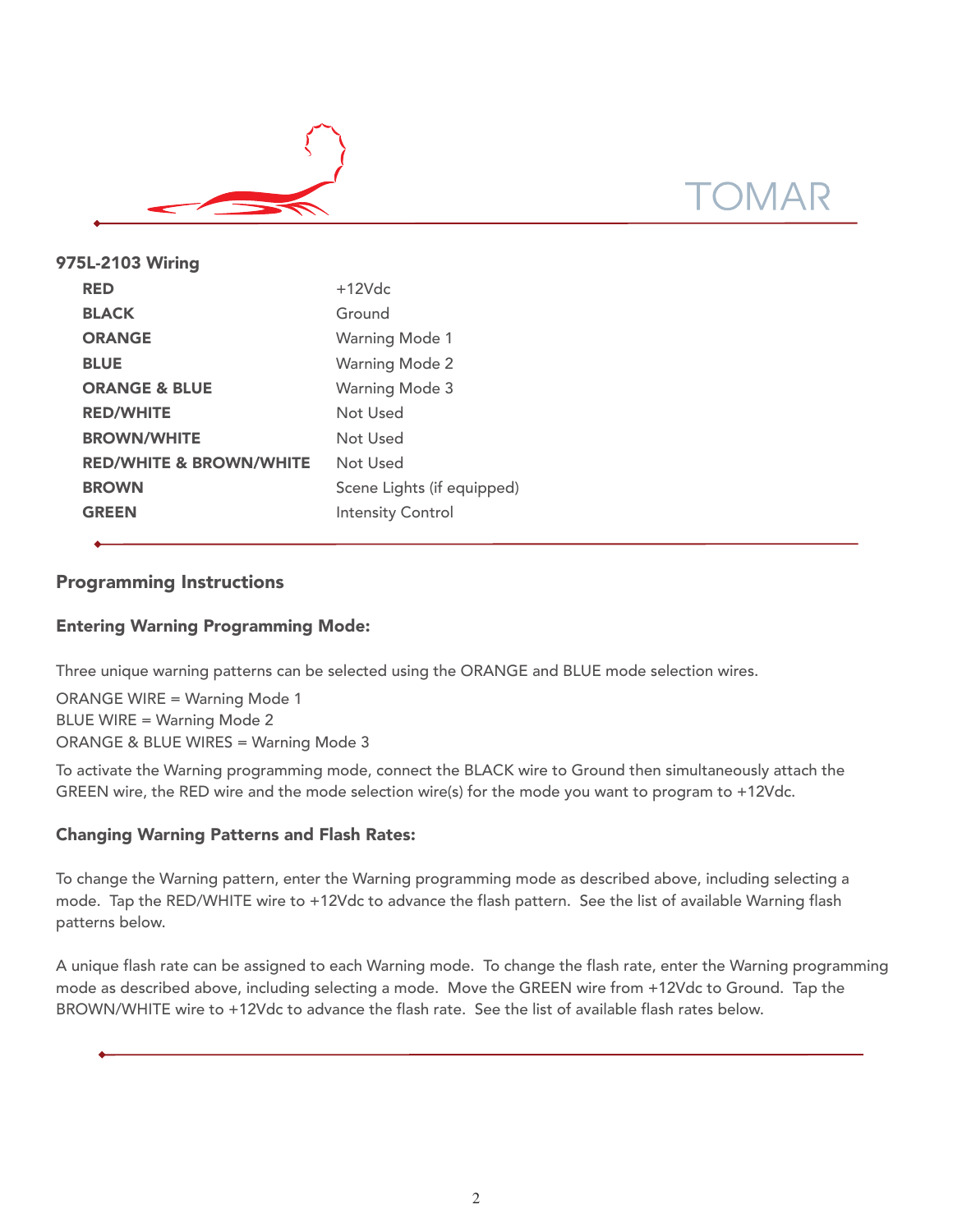TOMAR

## 975L-2103 Wiring

| | |
|---|---|
| **RED** | +12Vdc |
| **BLACK** | Ground |
| **ORANGE** | Warning Mode 1 |
| **BLUE** | Warning Mode 2 |
| **ORANGE & BLUE** | Warning Mode 3 |
| **RED/WHITE** | Not Used |
| **BROWN/WHITE** | Not Used |
| **RED/WHITE & BROWN/WHITE** | Not Used |
| **BROWN** | Scene Lights (if equipped) |
| **GREEN** | Intensity Control |

## Programming Instructions

### Entering Warning Programming Mode:

Three unique warning patterns can be selected using the ORANGE and BLUE mode selection wires.

ORANGE WIRE = Warning Mode 1
BLUE WIRE = Warning Mode 2
ORANGE & BLUE WIRES = Warning Mode 3

To activate the Warning programming mode, connect the BLACK wire to Ground then simultaneously attach the GREEN wire, the RED wire and the mode selection wire(s) for the mode you want to program to +12Vdc.

### Changing Warning Patterns and Flash Rates:

To change the Warning pattern, enter the Warning programming mode as described above, including selecting a mode. Tap the RED/WHITE wire to +12Vdc to advance the flash pattern. See the list of available Warning flash patterns below.

A unique flash rate can be assigned to each Warning mode. To change the flash rate, enter the Warning programming mode as described above, including selecting a mode. Move the GREEN wire from +12Vdc to Ground. Tap the BROWN/WHITE wire to +12Vdc to advance the flash rate. See the list of available flash rates below.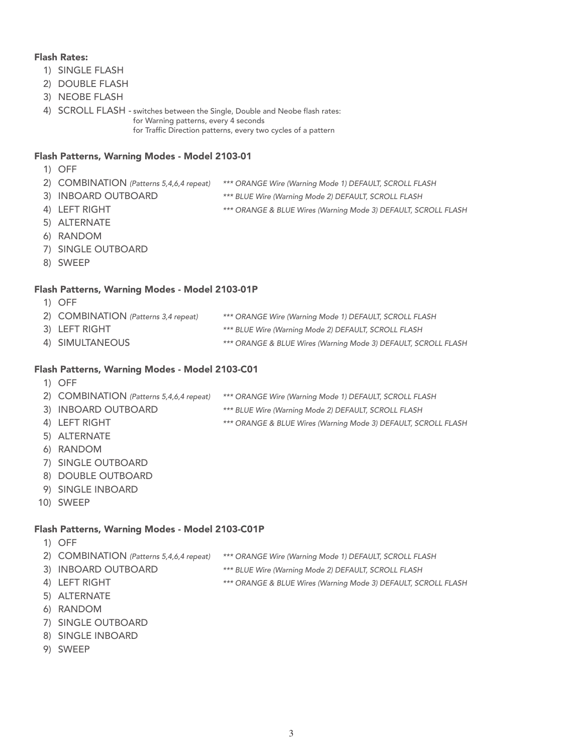**Flash Rates:**

1) SINGLE FLASH
2) DOUBLE FLASH
3) NEOBE FLASH
4) SCROLL FLASH - switches between the Single, Double and Neobe flash rates:
   for Warning patterns, every 4 seconds
   for Traffic Direction patterns, every two cycles of a pattern

**Flash Patterns, Warning Modes - Model 2103-01**

1) OFF
2) COMBINATION *(Patterns 5,4,6,4 repeat)* *** *ORANGE Wire (Warning Mode 1) DEFAULT, SCROLL FLASH*
3) INBOARD OUTBOARD *** *BLUE Wire (Warning Mode 2) DEFAULT, SCROLL FLASH*
4) LEFT RIGHT *** *ORANGE & BLUE Wires (Warning Mode 3) DEFAULT, SCROLL FLASH*
5) ALTERNATE
6) RANDOM
7) SINGLE OUTBOARD
8) SWEEP

**Flash Patterns, Warning Modes - Model 2103-01P**

1) OFF
2) COMBINATION *(Patterns 3,4 repeat)* *** *ORANGE Wire (Warning Mode 1) DEFAULT, SCROLL FLASH*
3) LEFT RIGHT *** *BLUE Wire (Warning Mode 2) DEFAULT, SCROLL FLASH*
4) SIMULTANEOUS *** *ORANGE & BLUE Wires (Warning Mode 3) DEFAULT, SCROLL FLASH*

**Flash Patterns, Warning Modes - Model 2103-C01**

1) OFF
2) COMBINATION *(Patterns 5,4,6,4 repeat)* *** *ORANGE Wire (Warning Mode 1) DEFAULT, SCROLL FLASH*
3) INBOARD OUTBOARD *** *BLUE Wire (Warning Mode 2) DEFAULT, SCROLL FLASH*
4) LEFT RIGHT *** *ORANGE & BLUE Wires (Warning Mode 3) DEFAULT, SCROLL FLASH*
5) ALTERNATE
6) RANDOM
7) SINGLE OUTBOARD
8) DOUBLE OUTBOARD
9) SINGLE INBOARD
10) SWEEP

**Flash Patterns, Warning Modes - Model 2103-C01P**

1) OFF
2) COMBINATION *(Patterns 5,4,6,4 repeat)* *** *ORANGE Wire (Warning Mode 1) DEFAULT, SCROLL FLASH*
3) INBOARD OUTBOARD *** *BLUE Wire (Warning Mode 2) DEFAULT, SCROLL FLASH*
4) LEFT RIGHT *** *ORANGE & BLUE Wires (Warning Mode 3) DEFAULT, SCROLL FLASH*
5) ALTERNATE
6) RANDOM
7) SINGLE OUTBOARD
8) SINGLE INBOARD
9) SWEEP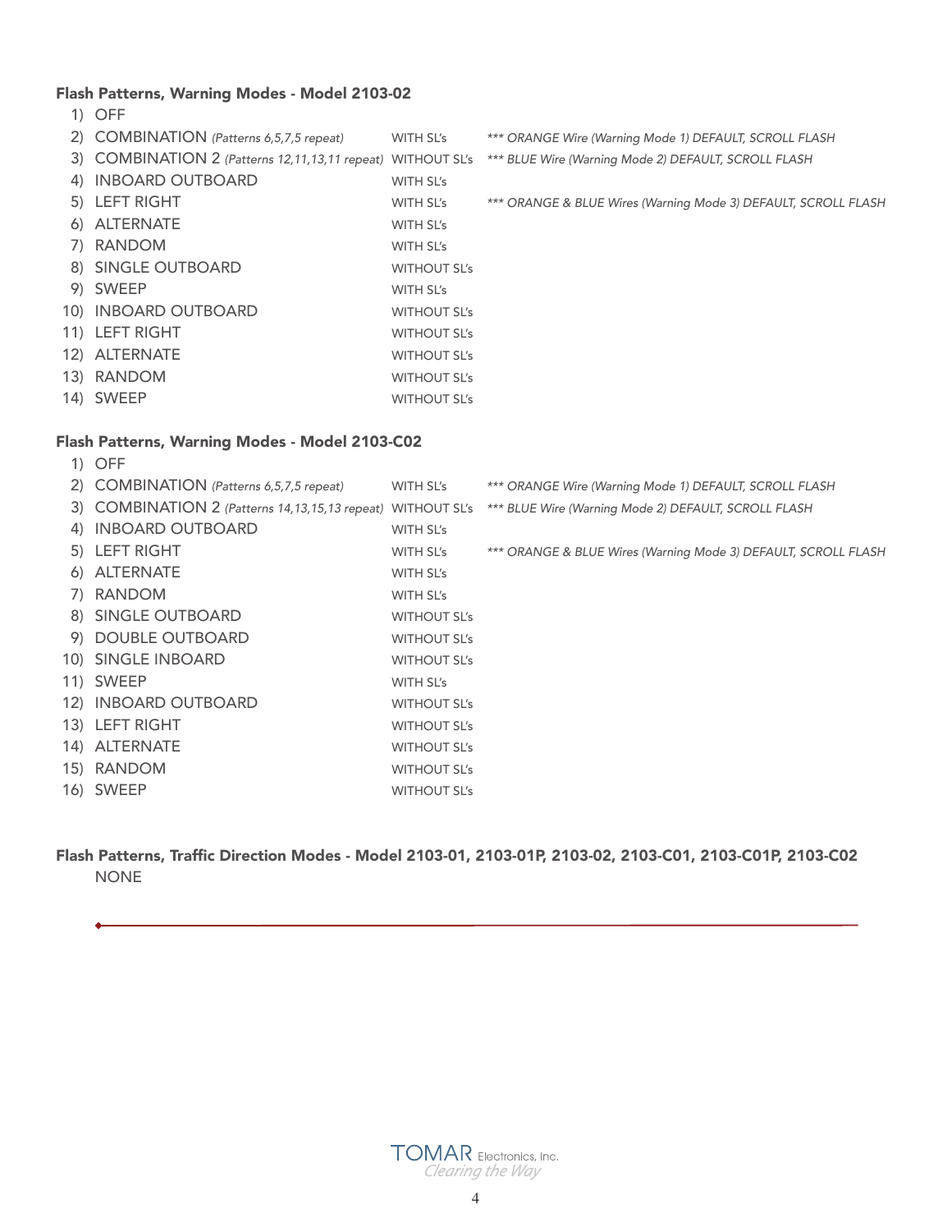### Flash Patterns, Warning Modes - Model 2103-02

| | | |
|---|---|---|
| 1) OFF | | |
| 2) COMBINATION *(Patterns 6,5,7,5 repeat)* | WITH SL's | *\*\*\* ORANGE Wire (Warning Mode 1) DEFAULT, SCROLL FLASH* |
| 3) COMBINATION 2 *(Patterns 12,11,13,11 repeat)* | WITHOUT SL's | *\*\*\* BLUE Wire (Warning Mode 2) DEFAULT, SCROLL FLASH* |
| 4) INBOARD OUTBOARD | WITH SL's | |
| 5) LEFT RIGHT | WITH SL's | *\*\*\* ORANGE & BLUE Wires (Warning Mode 3) DEFAULT, SCROLL FLASH* |
| 6) ALTERNATE | WITH SL's | |
| 7) RANDOM | WITH SL's | |
| 8) SINGLE OUTBOARD | WITHOUT SL's | |
| 9) SWEEP | WITH SL's | |
| 10) INBOARD OUTBOARD | WITHOUT SL's | |
| 11) LEFT RIGHT | WITHOUT SL's | |
| 12) ALTERNATE | WITHOUT SL's | |
| 13) RANDOM | WITHOUT SL's | |
| 14) SWEEP | WITHOUT SL's | |

### Flash Patterns, Warning Modes - Model 2103-C02

| | | |
|---|---|---|
| 1) OFF | | |
| 2) COMBINATION *(Patterns 6,5,7,5 repeat)* | WITH SL's | *\*\*\* ORANGE Wire (Warning Mode 1) DEFAULT, SCROLL FLASH* |
| 3) COMBINATION 2 *(Patterns 14,13,15,13 repeat)* | WITHOUT SL's | *\*\*\* BLUE Wire (Warning Mode 2) DEFAULT, SCROLL FLASH* |
| 4) INBOARD OUTBOARD | WITH SL's | |
| 5) LEFT RIGHT | WITH SL's | *\*\*\* ORANGE & BLUE Wires (Warning Mode 3) DEFAULT, SCROLL FLASH* |
| 6) ALTERNATE | WITH SL's | |
| 7) RANDOM | WITH SL's | |
| 8) SINGLE OUTBOARD | WITHOUT SL's | |
| 9) DOUBLE OUTBOARD | WITHOUT SL's | |
| 10) SINGLE INBOARD | WITHOUT SL's | |
| 11) SWEEP | WITH SL's | |
| 12) INBOARD OUTBOARD | WITHOUT SL's | |
| 13) LEFT RIGHT | WITHOUT SL's | |
| 14) ALTERNATE | WITHOUT SL's | |
| 15) RANDOM | WITHOUT SL's | |
| 16) SWEEP | WITHOUT SL's | |

### Flash Patterns, Traffic Direction Modes - Model 2103-01, 2103-01P, 2103-02, 2103-C01, 2103-C01P, 2103-C02

NONE

TOMAR Electronics, Inc.
*Clearing the Way*